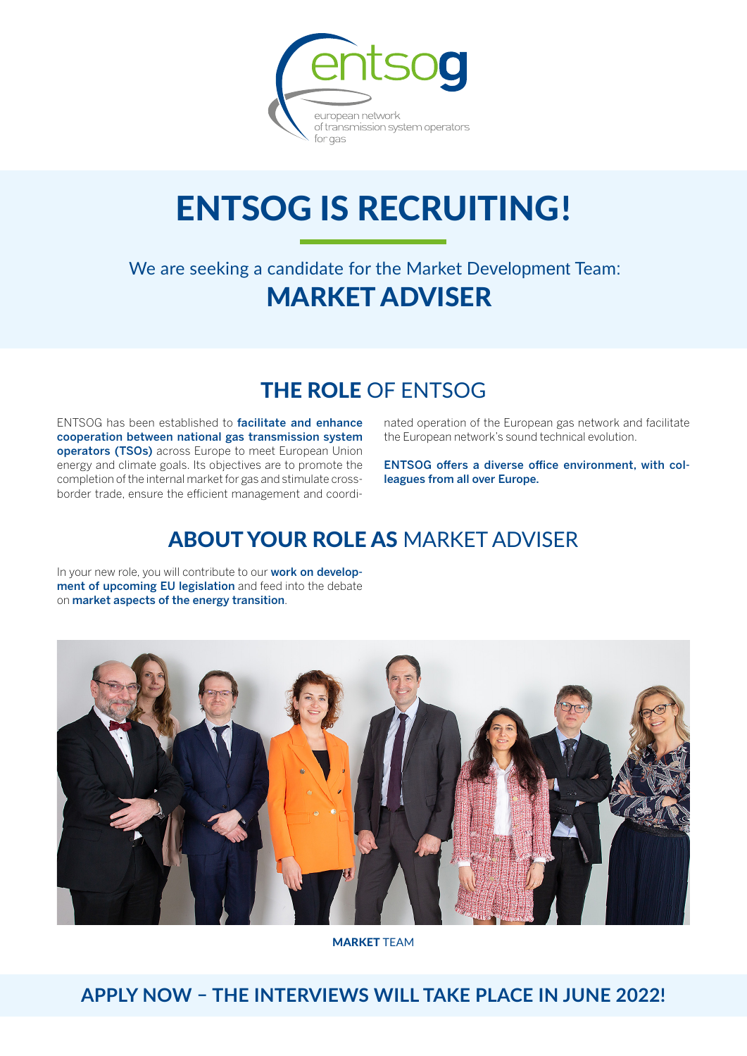entsog

european network of transmission system operators for gas

# ENTSOG IS RECRUITING!

We are seeking a candidate for the Market Development Team:

## MARKET ADVISER

## THE ROLE OF ENTSOG

ENTSOG has been established to **facilitate and enhance cooperation between national gas transmission system operators (TSOs)** across Europe to meet European Union energy and climate goals. Its objectives are to promote the completion of the internal market for gas and stimulate cross-border trade, ensure the efficient management and coordinated operation of the European gas network and facilitate the European network's sound technical evolution.

**ENTSOG offers a diverse office environment, with colleagues from all over Europe.**

## ABOUT YOUR ROLE AS MARKET ADVISER

In your new role, you will contribute to our **work on development of upcoming EU legislation** and feed into the debate on **market aspects of the energy transition**.

**MARKET** TEAM

## APPLY NOW – THE INTERVIEWS WILL TAKE PLACE IN JUNE 2022!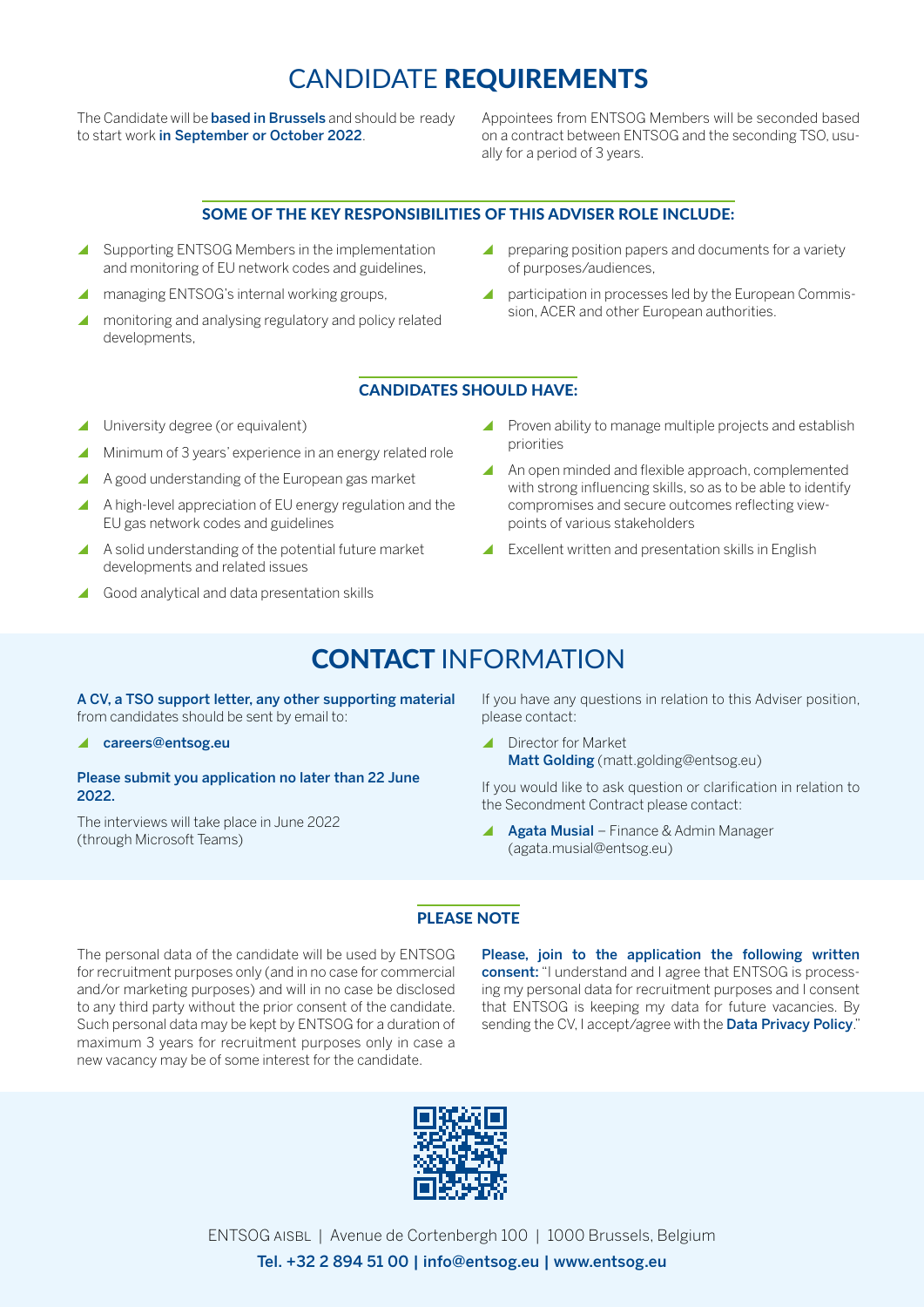# CANDIDATE **REQUIREMENTS**

The Candidate will be **based in Brussels** and should be ready to start work **in September or October 2022**.

Appointees from ENTSOG Members will be seconded based on a contract between ENTSOG and the seconding TSO, usually for a period of 3 years.

### SOME OF THE KEY RESPONSIBILITIES OF THIS ADVISER ROLE INCLUDE:

- Supporting ENTSOG Members in the implementation and monitoring of EU network codes and guidelines,
- managing ENTSOG's internal working groups,
- monitoring and analysing regulatory and policy related developments,
- preparing position papers and documents for a variety of purposes/audiences,
- participation in processes led by the European Commission, ACER and other European authorities.

### CANDIDATES SHOULD HAVE:

- University degree (or equivalent)
- Minimum of 3 years' experience in an energy related role
- A good understanding of the European gas market
- A high-level appreciation of EU energy regulation and the EU gas network codes and guidelines
- A solid understanding of the potential future market developments and related issues
- Good analytical and data presentation skills
- Proven ability to manage multiple projects and establish priorities
- An open minded and flexible approach, complemented with strong influencing skills, so as to be able to identify compromises and secure outcomes reflecting viewpoints of various stakeholders
- Excellent written and presentation skills in English

# **CONTACT** INFORMATION

**A CV, a TSO support letter, any other supporting material** from candidates should be sent by email to:

- **careers@entsog.eu**

**Please submit you application no later than 22 June 2022.**

The interviews will take place in June 2022 (through Microsoft Teams)

If you have any questions in relation to this Adviser position, please contact:

- Director for Market
  **Matt Golding** (matt.golding@entsog.eu)

If you would like to ask question or clarification in relation to the Secondment Contract please contact:

- **Agata Musial** – Finance & Admin Manager (agata.musial@entsog.eu)

### PLEASE NOTE

The personal data of the candidate will be used by ENTSOG for recruitment purposes only (and in no case for commercial and/or marketing purposes) and will in no case be disclosed to any third party without the prior consent of the candidate. Such personal data may be kept by ENTSOG for a duration of maximum 3 years for recruitment purposes only in case a new vacancy may be of some interest for the candidate.

**Please, join to the application the following written consent:** "I understand and I agree that ENTSOG is processing my personal data for recruitment purposes and I consent that ENTSOG is keeping my data for future vacancies. By sending the CV, I accept/agree with the **Data Privacy Policy**."

ENTSOG AISBL | Avenue de Cortenbergh 100 | 1000 Brussels, Belgium
**Tel. +32 2 894 51 00 | info@entsog.eu | www.entsog.eu**